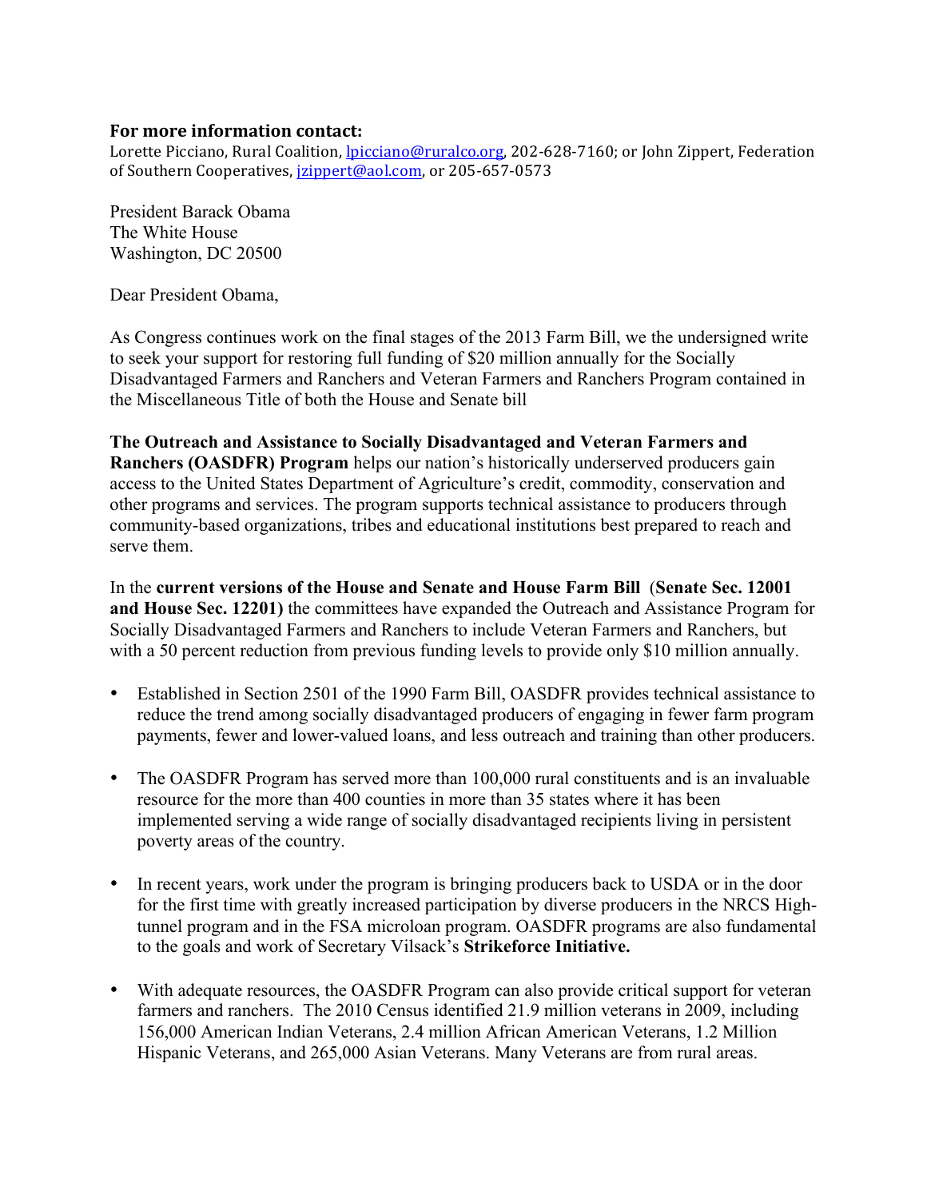**For more information contact:**
Lorette Picciano, Rural Coalition, lpicciano@ruralco.org, 202-628-7160; or John Zippert, Federation of Southern Cooperatives, jzippert@aol.com, or 205-657-0573

President Barack Obama
The White House
Washington, DC 20500

Dear President Obama,

As Congress continues work on the final stages of the 2013 Farm Bill, we the undersigned write to seek your support for restoring full funding of $20 million annually for the Socially Disadvantaged Farmers and Ranchers and Veteran Farmers and Ranchers Program contained in the Miscellaneous Title of both the House and Senate bill

**The Outreach and Assistance to Socially Disadvantaged and Veteran Farmers and Ranchers (OASDFR) Program** helps our nation's historically underserved producers gain access to the United States Department of Agriculture's credit, commodity, conservation and other programs and services. The program supports technical assistance to producers through community-based organizations, tribes and educational institutions best prepared to reach and serve them.

In the **current versions of the House and Senate and House Farm Bill (Senate Sec. 12001 and House Sec. 12201)** the committees have expanded the Outreach and Assistance Program for Socially Disadvantaged Farmers and Ranchers to include Veteran Farmers and Ranchers, but with a 50 percent reduction from previous funding levels to provide only $10 million annually.

- Established in Section 2501 of the 1990 Farm Bill, OASDFR provides technical assistance to reduce the trend among socially disadvantaged producers of engaging in fewer farm program payments, fewer and lower-valued loans, and less outreach and training than other producers.

- The OASDFR Program has served more than 100,000 rural constituents and is an invaluable resource for the more than 400 counties in more than 35 states where it has been implemented serving a wide range of socially disadvantaged recipients living in persistent poverty areas of the country.

- In recent years, work under the program is bringing producers back to USDA or in the door for the first time with greatly increased participation by diverse producers in the NRCS High-tunnel program and in the FSA microloan program. OASDFR programs are also fundamental to the goals and work of Secretary Vilsack's **Strikeforce Initiative.**

- With adequate resources, the OASDFR Program can also provide critical support for veteran farmers and ranchers. The 2010 Census identified 21.9 million veterans in 2009, including 156,000 American Indian Veterans, 2.4 million African American Veterans, 1.2 Million Hispanic Veterans, and 265,000 Asian Veterans. Many Veterans are from rural areas.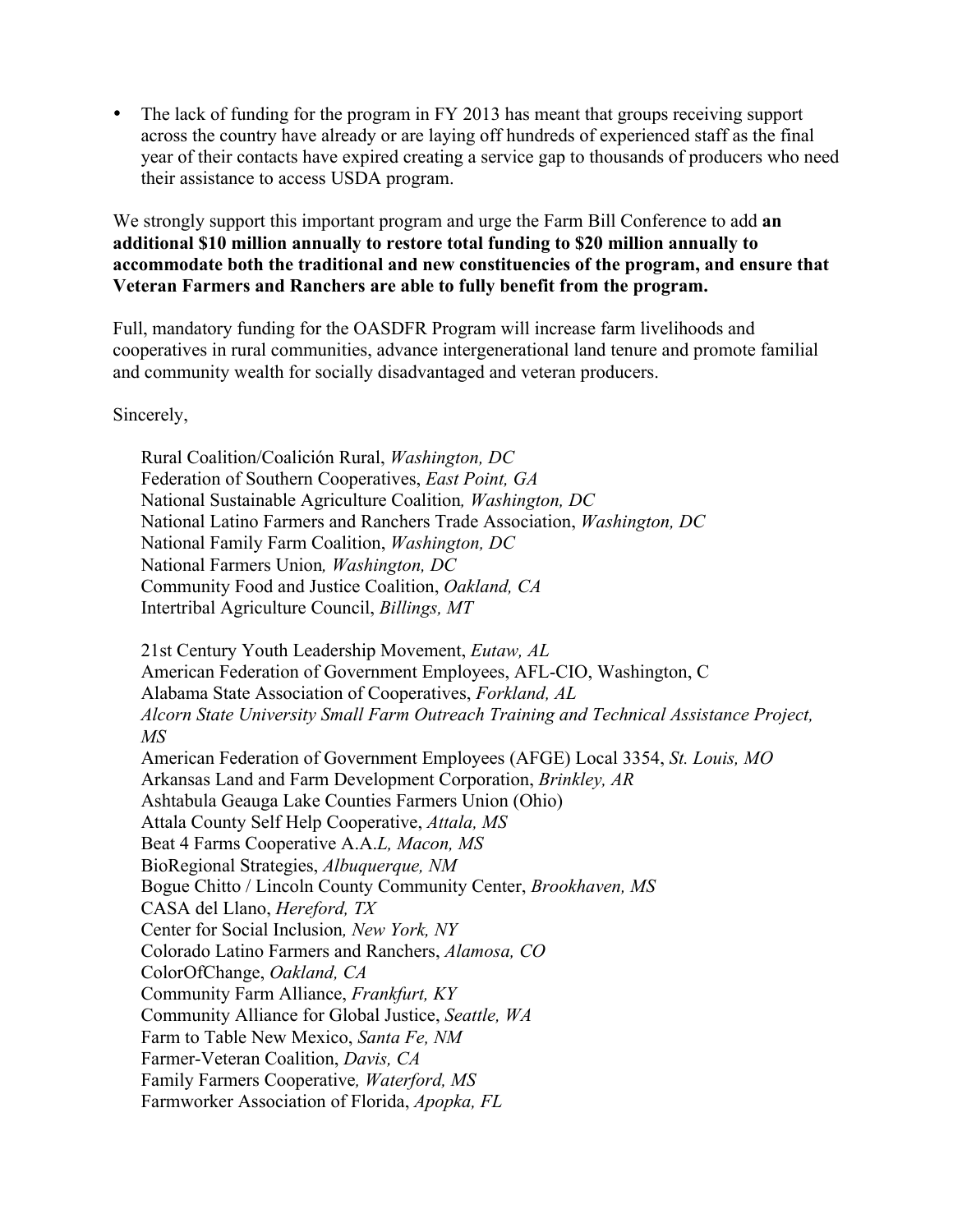- The lack of funding for the program in FY 2013 has meant that groups receiving support across the country have already or are laying off hundreds of experienced staff as the final year of their contacts have expired creating a service gap to thousands of producers who need their assistance to access USDA program.

We strongly support this important program and urge the Farm Bill Conference to add **an additional $10 million annually to restore total funding to $20 million annually to accommodate both the traditional and new constituencies of the program, and ensure that Veteran Farmers and Ranchers are able to fully benefit from the program.**

Full, mandatory funding for the OASDFR Program will increase farm livelihoods and cooperatives in rural communities, advance intergenerational land tenure and promote familial and community wealth for socially disadvantaged and veteran producers.

Sincerely,

Rural Coalition/Coalición Rural, *Washington, DC*
Federation of Southern Cooperatives, *East Point, GA*
National Sustainable Agriculture Coalition*, Washington, DC*
National Latino Farmers and Ranchers Trade Association, *Washington, DC*
National Family Farm Coalition, *Washington, DC*
National Farmers Union*, Washington, DC*
Community Food and Justice Coalition, *Oakland, CA*
Intertribal Agriculture Council, *Billings, MT*

21st Century Youth Leadership Movement, *Eutaw, AL*
American Federation of Government Employees, AFL-CIO, Washington, C
Alabama State Association of Cooperatives, *Forkland, AL*
*Alcorn State University Small Farm Outreach Training and Technical Assistance Project, MS*
American Federation of Government Employees (AFGE) Local 3354, *St. Louis, MO*
Arkansas Land and Farm Development Corporation, *Brinkley, AR*
Ashtabula Geauga Lake Counties Farmers Union (Ohio)
Attala County Self Help Cooperative, *Attala, MS*
Beat 4 Farms Cooperative A.A.*L, Macon, MS*
BioRegional Strategies, *Albuquerque, NM*
Bogue Chitto / Lincoln County Community Center, *Brookhaven, MS*
CASA del Llano, *Hereford, TX*
Center for Social Inclusion*, New York, NY*
Colorado Latino Farmers and Ranchers, *Alamosa, CO*
ColorOfChange, *Oakland, CA*
Community Farm Alliance, *Frankfurt, KY*
Community Alliance for Global Justice, *Seattle, WA*
Farm to Table New Mexico, *Santa Fe, NM*
Farmer-Veteran Coalition, *Davis, CA*
Family Farmers Cooperative*, Waterford, MS*
Farmworker Association of Florida, *Apopka, FL*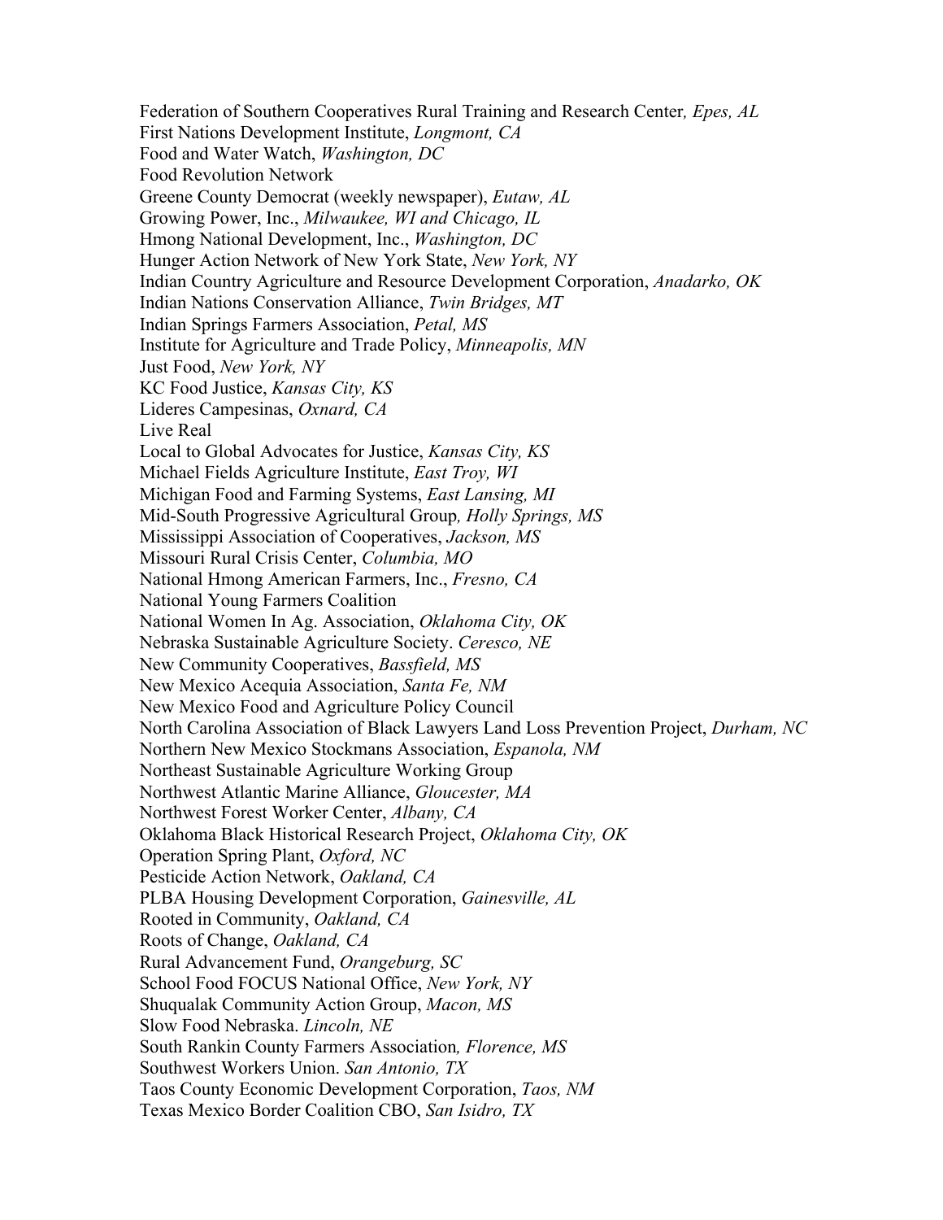Federation of Southern Cooperatives Rural Training and Research Center*, Epes, AL*
First Nations Development Institute, *Longmont, CA*
Food and Water Watch, *Washington, DC*
Food Revolution Network
Greene County Democrat (weekly newspaper), *Eutaw, AL*
Growing Power, Inc., *Milwaukee, WI and Chicago, IL*
Hmong National Development, Inc., *Washington, DC*
Hunger Action Network of New York State, *New York, NY*
Indian Country Agriculture and Resource Development Corporation, *Anadarko, OK*
Indian Nations Conservation Alliance, *Twin Bridges, MT*
Indian Springs Farmers Association, *Petal, MS*
Institute for Agriculture and Trade Policy, *Minneapolis, MN*
Just Food, *New York, NY*
KC Food Justice, *Kansas City, KS*
Lideres Campesinas, *Oxnard, CA*
Live Real
Local to Global Advocates for Justice, *Kansas City, KS*
Michael Fields Agriculture Institute, *East Troy, WI*
Michigan Food and Farming Systems, *East Lansing, MI*
Mid-South Progressive Agricultural Group*, Holly Springs, MS*
Mississippi Association of Cooperatives, *Jackson, MS*
Missouri Rural Crisis Center, *Columbia, MO*
National Hmong American Farmers, Inc., *Fresno, CA*
National Young Farmers Coalition
National Women In Ag. Association, *Oklahoma City, OK*
Nebraska Sustainable Agriculture Society. *Ceresco, NE*
New Community Cooperatives, *Bassfield, MS*
New Mexico Acequia Association, *Santa Fe, NM*
New Mexico Food and Agriculture Policy Council
North Carolina Association of Black Lawyers Land Loss Prevention Project, *Durham, NC*
Northern New Mexico Stockmans Association, *Espanola, NM*
Northeast Sustainable Agriculture Working Group
Northwest Atlantic Marine Alliance, *Gloucester, MA*
Northwest Forest Worker Center, *Albany, CA*
Oklahoma Black Historical Research Project, *Oklahoma City, OK*
Operation Spring Plant, *Oxford, NC*
Pesticide Action Network, *Oakland, CA*
PLBA Housing Development Corporation, *Gainesville, AL*
Rooted in Community, *Oakland, CA*
Roots of Change, *Oakland, CA*
Rural Advancement Fund, *Orangeburg, SC*
School Food FOCUS National Office, *New York, NY*
Shuqualak Community Action Group, *Macon, MS*
Slow Food Nebraska. *Lincoln, NE*
South Rankin County Farmers Association*, Florence, MS*
Southwest Workers Union. *San Antonio, TX*
Taos County Economic Development Corporation, *Taos, NM*
Texas Mexico Border Coalition CBO, *San Isidro, TX*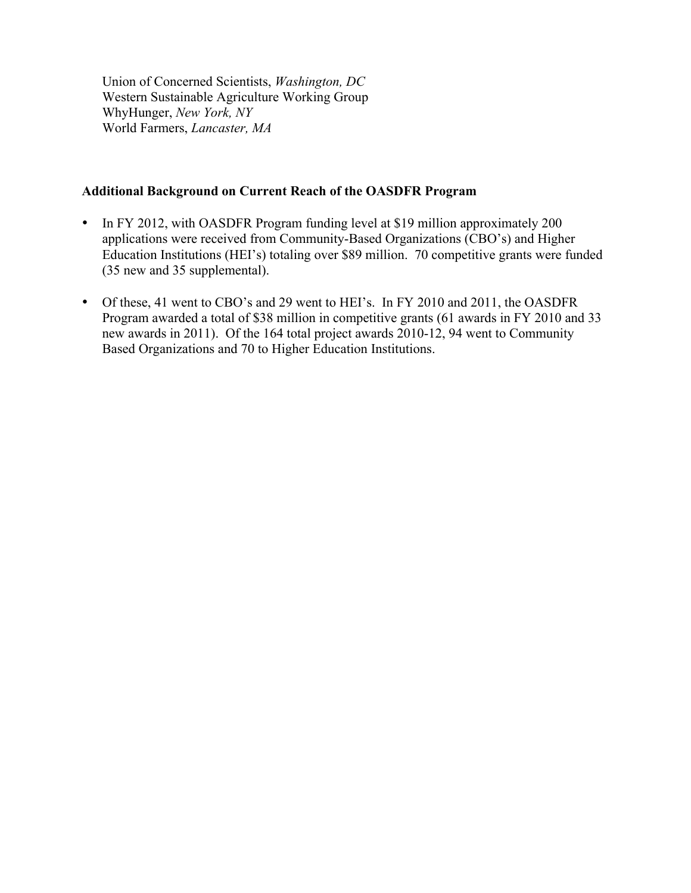Union of Concerned Scientists, *Washington, DC*
Western Sustainable Agriculture Working Group
WhyHunger, *New York, NY*
World Farmers, *Lancaster, MA*

**Additional Background on Current Reach of the OASDFR Program**

- In FY 2012, with OASDFR Program funding level at $19 million approximately 200 applications were received from Community-Based Organizations (CBO's) and Higher Education Institutions (HEI's) totaling over $89 million. 70 competitive grants were funded (35 new and 35 supplemental).
- Of these, 41 went to CBO's and 29 went to HEI's. In FY 2010 and 2011, the OASDFR Program awarded a total of $38 million in competitive grants (61 awards in FY 2010 and 33 new awards in 2011). Of the 164 total project awards 2010-12, 94 went to Community Based Organizations and 70 to Higher Education Institutions.